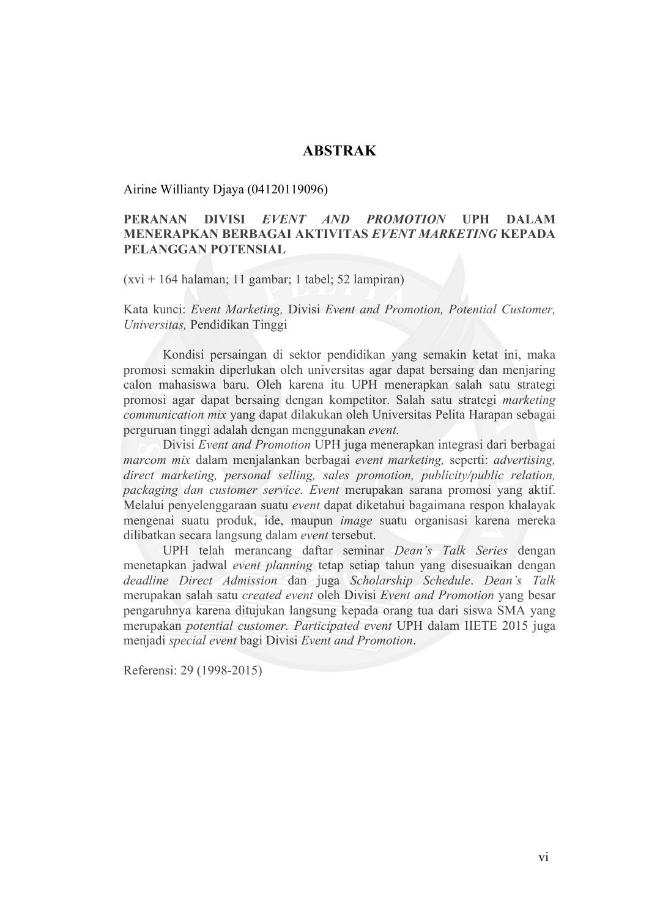# ABSTRAK

Airine Willianty Djaya (04120119096)

**PERANAN DIVISI *EVENT AND PROMOTION* UPH DALAM MENERAPKAN BERBAGAI AKTIVITAS *EVENT MARKETING* KEPADA PELANGGAN POTENSIAL**

(xvi + 164 halaman; 11 gambar; 1 tabel; 52 lampiran)

Kata kunci: *Event Marketing,* Divisi *Event and Promotion, Potential Customer, Universitas,* Pendidikan Tinggi

Kondisi persaingan di sektor pendidikan yang semakin ketat ini, maka promosi semakin diperlukan oleh universitas agar dapat bersaing dan menjaring calon mahasiswa baru. Oleh karena itu UPH menerapkan salah satu strategi promosi agar dapat bersaing dengan kompetitor. Salah satu strategi *marketing communication mix* yang dapat dilakukan oleh Universitas Pelita Harapan sebagai perguruan tinggi adalah dengan menggunakan *event.*

Divisi *Event and Promotion* UPH juga menerapkan integrasi dari berbagai *marcom mix* dalam menjalankan berbagai *event marketing,* seperti: *advertising, direct marketing, personal selling, sales promotion, publicity/public relation, packaging dan customer service. Event* merupakan sarana promosi yang aktif. Melalui penyelenggaraan suatu *event* dapat diketahui bagaimana respon khalayak mengenai suatu produk, ide, maupun *image* suatu organisasi karena mereka dilibatkan secara langsung dalam *event* tersebut.

UPH telah merancang daftar seminar *Dean's Talk Series* dengan menetapkan jadwal *event planning* tetap setiap tahun yang disesuaikan dengan *deadline Direct Admission* dan juga *Scholarship Schedule*. *Dean's Talk* merupakan salah satu *created event* oleh Divisi *Event and Promotion* yang besar pengaruhnya karena ditujukan langsung kepada orang tua dari siswa SMA yang merupakan *potential customer. Participated event* UPH dalam IIETE 2015 juga menjadi *special event* bagi Divisi *Event and Promotion*.

Referensi: 29 (1998-2015)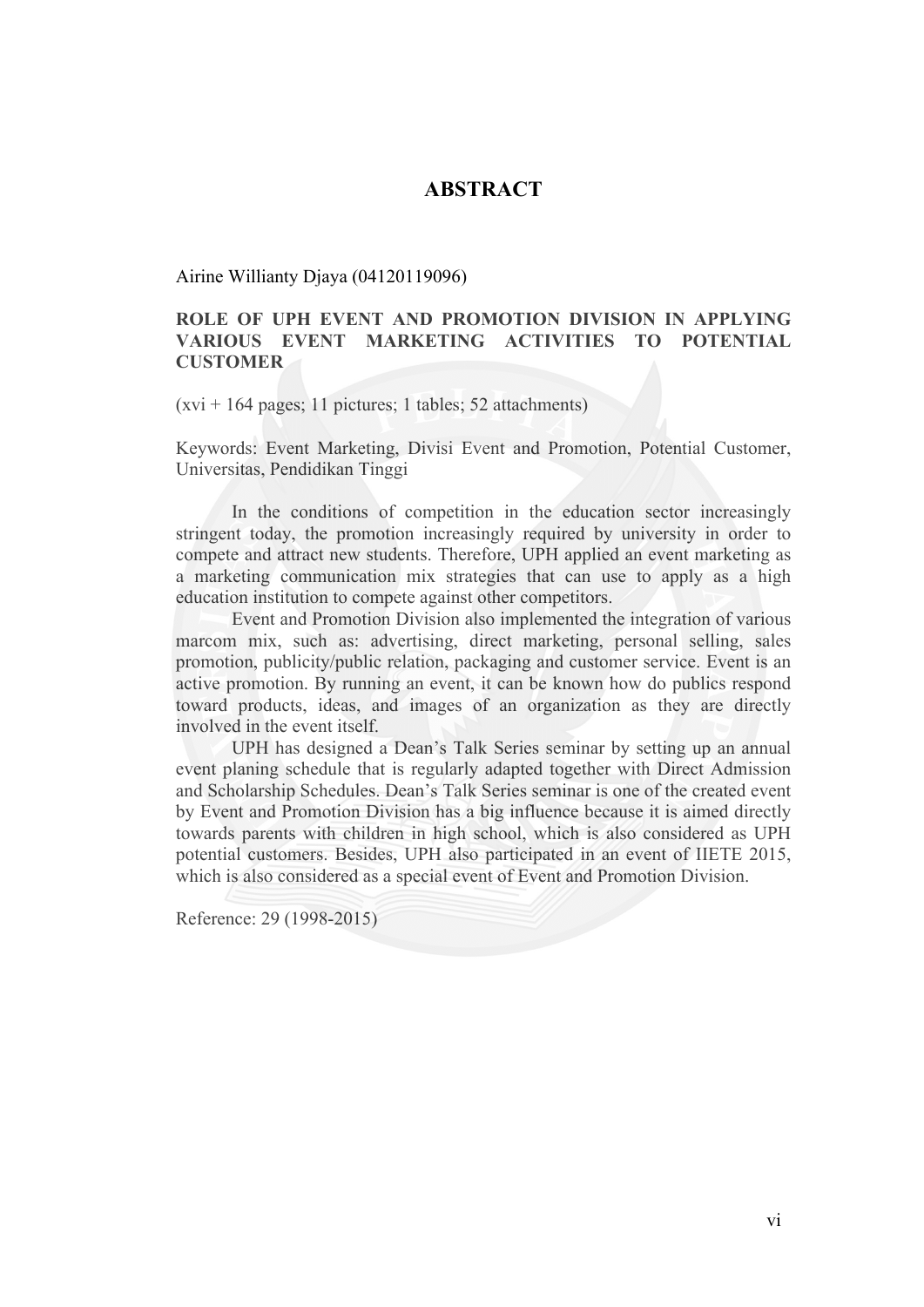# ABSTRACT

Airine Willianty Djaya (04120119096)

**ROLE OF UPH EVENT AND PROMOTION DIVISION IN APPLYING VARIOUS EVENT MARKETING ACTIVITIES TO POTENTIAL CUSTOMER**

(xvi + 164 pages; 11 pictures; 1 tables; 52 attachments)

Keywords: Event Marketing, Divisi Event and Promotion, Potential Customer, Universitas, Pendidikan Tinggi

In the conditions of competition in the education sector increasingly stringent today, the promotion increasingly required by university in order to compete and attract new students. Therefore, UPH applied an event marketing as a marketing communication mix strategies that can use to apply as a high education institution to compete against other competitors.

Event and Promotion Division also implemented the integration of various marcom mix, such as: advertising, direct marketing, personal selling, sales promotion, publicity/public relation, packaging and customer service. Event is an active promotion. By running an event, it can be known how do publics respond toward products, ideas, and images of an organization as they are directly involved in the event itself.

UPH has designed a Dean's Talk Series seminar by setting up an annual event planing schedule that is regularly adapted together with Direct Admission and Scholarship Schedules. Dean's Talk Series seminar is one of the created event by Event and Promotion Division has a big influence because it is aimed directly towards parents with children in high school, which is also considered as UPH potential customers. Besides, UPH also participated in an event of IIETE 2015, which is also considered as a special event of Event and Promotion Division.

Reference: 29 (1998-2015)